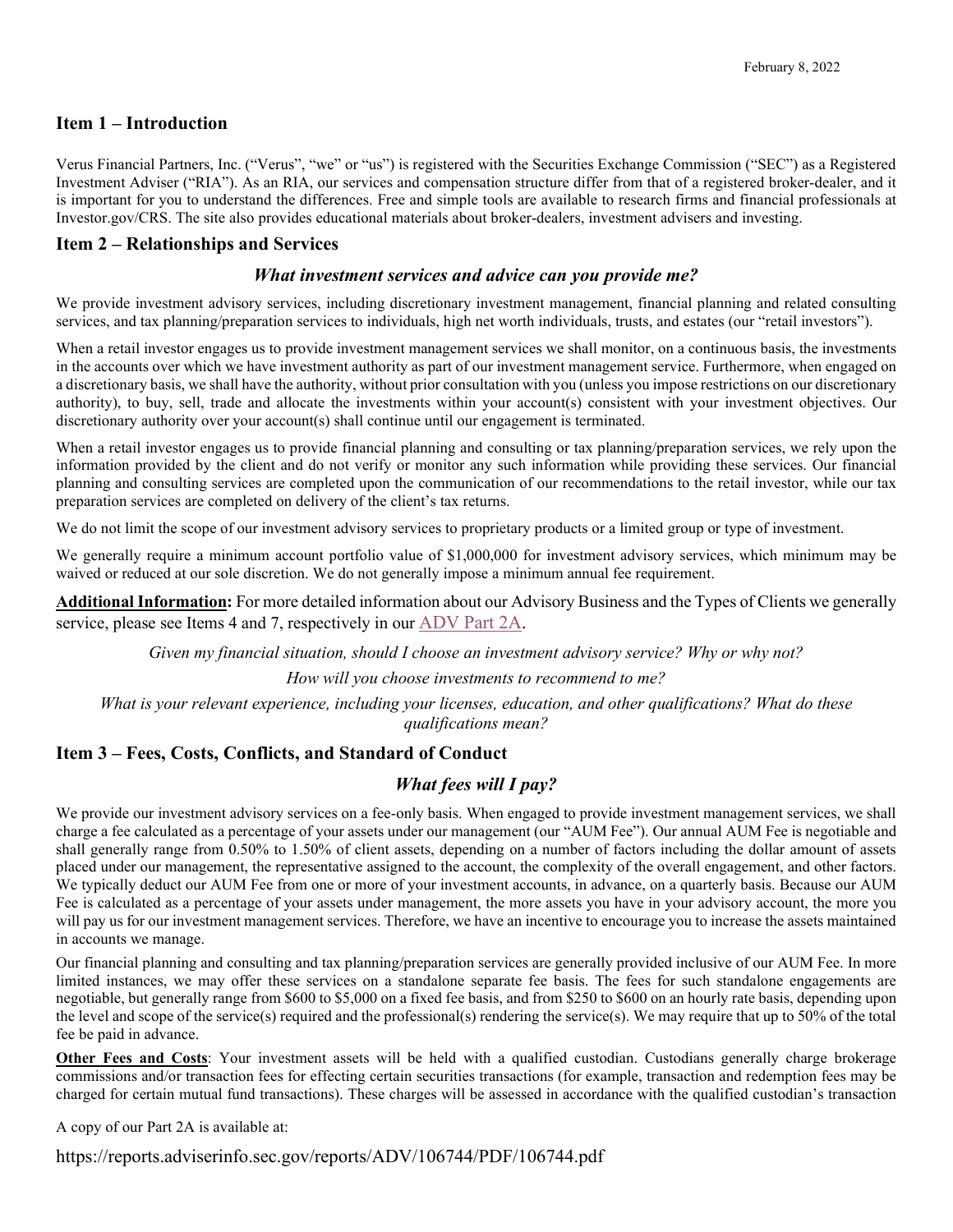February 8, 2022

## Item 1 – Introduction

Verus Financial Partners, Inc. ("Verus", "we" or "us") is registered with the Securities Exchange Commission ("SEC") as a Registered Investment Adviser ("RIA"). As an RIA, our services and compensation structure differ from that of a registered broker-dealer, and it is important for you to understand the differences. Free and simple tools are available to research firms and financial professionals at Investor.gov/CRS. The site also provides educational materials about broker-dealers, investment advisers and investing.

## Item 2 – Relationships and Services

### *What investment services and advice can you provide me?*

We provide investment advisory services, including discretionary investment management, financial planning and related consulting services, and tax planning/preparation services to individuals, high net worth individuals, trusts, and estates (our "retail investors").

When a retail investor engages us to provide investment management services we shall monitor, on a continuous basis, the investments in the accounts over which we have investment authority as part of our investment management service. Furthermore, when engaged on a discretionary basis, we shall have the authority, without prior consultation with you (unless you impose restrictions on our discretionary authority), to buy, sell, trade and allocate the investments within your account(s) consistent with your investment objectives. Our discretionary authority over your account(s) shall continue until our engagement is terminated.

When a retail investor engages us to provide financial planning and consulting or tax planning/preparation services, we rely upon the information provided by the client and do not verify or monitor any such information while providing these services. Our financial planning and consulting services are completed upon the communication of our recommendations to the retail investor, while our tax preparation services are completed on delivery of the client's tax returns.

We do not limit the scope of our investment advisory services to proprietary products or a limited group or type of investment.

We generally require a minimum account portfolio value of $1,000,000 for investment advisory services, which minimum may be waived or reduced at our sole discretion. We do not generally impose a minimum annual fee requirement.

**Additional Information:** For more detailed information about our Advisory Business and the Types of Clients we generally service, please see Items 4 and 7, respectively in our ADV Part 2A.

*Given my financial situation, should I choose an investment advisory service? Why or why not?*

*How will you choose investments to recommend to me?*

*What is your relevant experience, including your licenses, education, and other qualifications? What do these qualifications mean?*

## Item 3 – Fees, Costs, Conflicts, and Standard of Conduct

### *What fees will I pay?*

We provide our investment advisory services on a fee-only basis. When engaged to provide investment management services, we shall charge a fee calculated as a percentage of your assets under our management (our "AUM Fee"). Our annual AUM Fee is negotiable and shall generally range from 0.50% to 1.50% of client assets, depending on a number of factors including the dollar amount of assets placed under our management, the representative assigned to the account, the complexity of the overall engagement, and other factors. We typically deduct our AUM Fee from one or more of your investment accounts, in advance, on a quarterly basis. Because our AUM Fee is calculated as a percentage of your assets under management, the more assets you have in your advisory account, the more you will pay us for our investment management services. Therefore, we have an incentive to encourage you to increase the assets maintained in accounts we manage.

Our financial planning and consulting and tax planning/preparation services are generally provided inclusive of our AUM Fee. In more limited instances, we may offer these services on a standalone separate fee basis. The fees for such standalone engagements are negotiable, but generally range from $600 to $5,000 on a fixed fee basis, and from $250 to $600 on an hourly rate basis, depending upon the level and scope of the service(s) required and the professional(s) rendering the service(s). We may require that up to 50% of the total fee be paid in advance.

**Other Fees and Costs**: Your investment assets will be held with a qualified custodian. Custodians generally charge brokerage commissions and/or transaction fees for effecting certain securities transactions (for example, transaction and redemption fees may be charged for certain mutual fund transactions). These charges will be assessed in accordance with the qualified custodian's transaction

A copy of our Part 2A is available at:

https://reports.adviserinfo.sec.gov/reports/ADV/106744/PDF/106744.pdf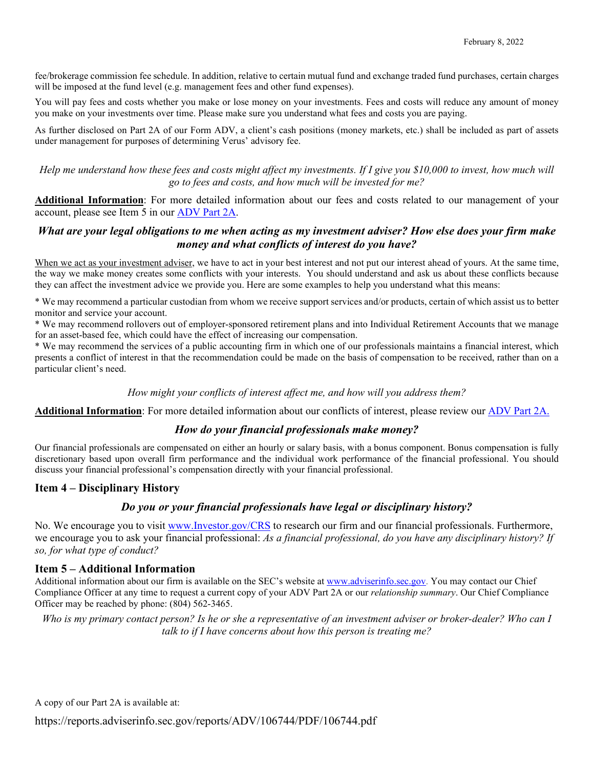fee/brokerage commission fee schedule. In addition, relative to certain mutual fund and exchange traded fund purchases, certain charges will be imposed at the fund level (e.g. management fees and other fund expenses).

You will pay fees and costs whether you make or lose money on your investments. Fees and costs will reduce any amount of money you make on your investments over time. Please make sure you understand what fees and costs you are paying.

As further disclosed on Part 2A of our Form ADV, a client's cash positions (money markets, etc.) shall be included as part of assets under management for purposes of determining Verus' advisory fee.

*Help me understand how these fees and costs might affect my investments. If I give you $10,000 to invest, how much will go to fees and costs, and how much will be invested for me?*

**Additional Information**: For more detailed information about our fees and costs related to our management of your account, please see Item 5 in our [ADV Part 2A](https://reports.adviserinfo.sec.gov/reports/ADV/106744/PDF/106744.pdf).

### *What are your legal obligations to me when acting as my investment adviser? How else does your firm make money and what conflicts of interest do you have?*

When we act as your investment adviser, we have to act in your best interest and not put our interest ahead of yours. At the same time, the way we make money creates some conflicts with your interests. You should understand and ask us about these conflicts because they can affect the investment advice we provide you. Here are some examples to help you understand what this means:

* We may recommend a particular custodian from whom we receive support services and/or products, certain of which assist us to better monitor and service your account.
* We may recommend rollovers out of employer-sponsored retirement plans and into Individual Retirement Accounts that we manage for an asset-based fee, which could have the effect of increasing our compensation.
* We may recommend the services of a public accounting firm in which one of our professionals maintains a financial interest, which presents a conflict of interest in that the recommendation could be made on the basis of compensation to be received, rather than on a particular client's need.

*How might your conflicts of interest affect me, and how will you address them?*

**Additional Information**: For more detailed information about our conflicts of interest, please review our [ADV Part 2A.](https://reports.adviserinfo.sec.gov/reports/ADV/106744/PDF/106744.pdf)

### *How do your financial professionals make money?*

Our financial professionals are compensated on either an hourly or salary basis, with a bonus component. Bonus compensation is fully discretionary based upon overall firm performance and the individual work performance of the financial professional. You should discuss your financial professional's compensation directly with your financial professional.

## Item 4 – Disciplinary History

### *Do you or your financial professionals have legal or disciplinary history?*

No. We encourage you to visit [www.Investor.gov/CRS](http://www.Investor.gov/CRS) to research our firm and our financial professionals. Furthermore, we encourage you to ask your financial professional: *As a financial professional, do you have any disciplinary history? If so, for what type of conduct?*

## Item 5 – Additional Information

Additional information about our firm is available on the SEC's website at [www.adviserinfo.sec.gov](http://www.adviserinfo.sec.gov). You may contact our Chief Compliance Officer at any time to request a current copy of your ADV Part 2A or our *relationship summary*. Our Chief Compliance Officer may be reached by phone: (804) 562-3465.

*Who is my primary contact person? Is he or she a representative of an investment adviser or broker-dealer? Who can I talk to if I have concerns about how this person is treating me?*

A copy of our Part 2A is available at:

https://reports.adviserinfo.sec.gov/reports/ADV/106744/PDF/106744.pdf